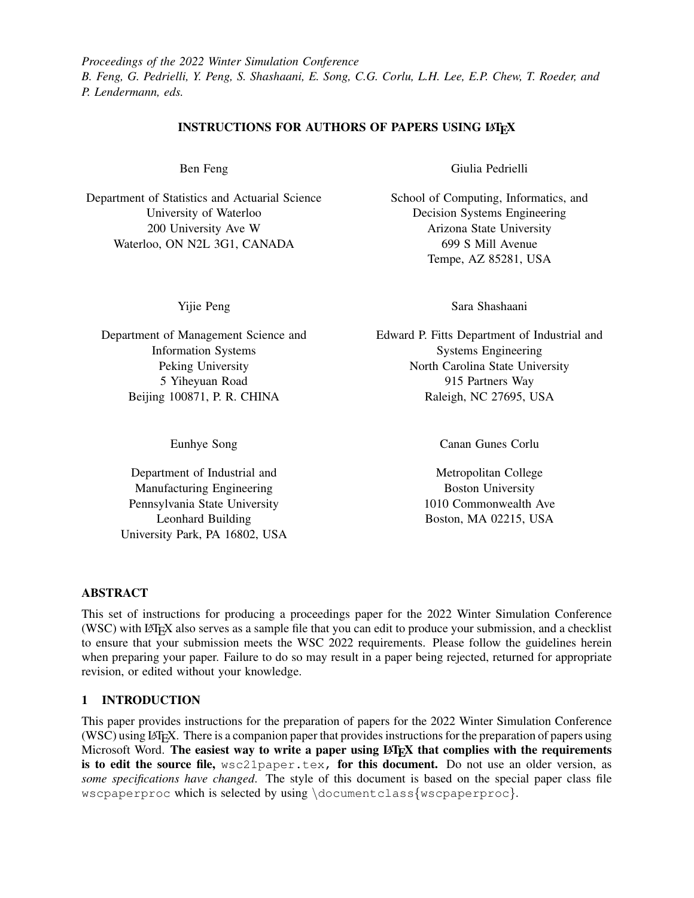*Proceedings of the 2022 Winter Simulation Conference*
*B. Feng, G. Pedrielli, Y. Peng, S. Shashaani, E. Song, C.G. Corlu, L.H. Lee, E.P. Chew, T. Roeder, and P. Lendermann, eds.*

# INSTRUCTIONS FOR AUTHORS OF PAPERS USING LaTeX

Ben Feng

Department of Statistics and Actuarial Science
University of Waterloo
200 University Ave W
Waterloo, ON N2L 3G1, CANADA

Giulia Pedrielli

School of Computing, Informatics, and
Decision Systems Engineering
Arizona State University
699 S Mill Avenue
Tempe, AZ 85281, USA

Yijie Peng

Department of Management Science and
Information Systems
Peking University
5 Yiheyuan Road
Beijing 100871, P. R. CHINA

Sara Shashaani

Edward P. Fitts Department of Industrial and
Systems Engineering
North Carolina State University
915 Partners Way
Raleigh, NC 27695, USA

Eunhye Song

Department of Industrial and
Manufacturing Engineering
Pennsylvania State University
Leonhard Building
University Park, PA 16802, USA

Canan Gunes Corlu

Metropolitan College
Boston University
1010 Commonwealth Ave
Boston, MA 02215, USA

## ABSTRACT

This set of instructions for producing a proceedings paper for the 2022 Winter Simulation Conference (WSC) with LaTeX also serves as a sample file that you can edit to produce your submission, and a checklist to ensure that your submission meets the WSC 2022 requirements. Please follow the guidelines herein when preparing your paper. Failure to do so may result in a paper being rejected, returned for appropriate revision, or edited without your knowledge.

## 1 INTRODUCTION

This paper provides instructions for the preparation of papers for the 2022 Winter Simulation Conference (WSC) using LaTeX. There is a companion paper that provides instructions for the preparation of papers using Microsoft Word. **The easiest way to write a paper using LaTeX that complies with the requirements is to edit the source file,** `wsc21paper.tex`**, for this document.** Do not use an older version, as *some specifications have changed*. The style of this document is based on the special paper class file `wscpaperproc` which is selected by using `\documentclass{wscpaperproc}`.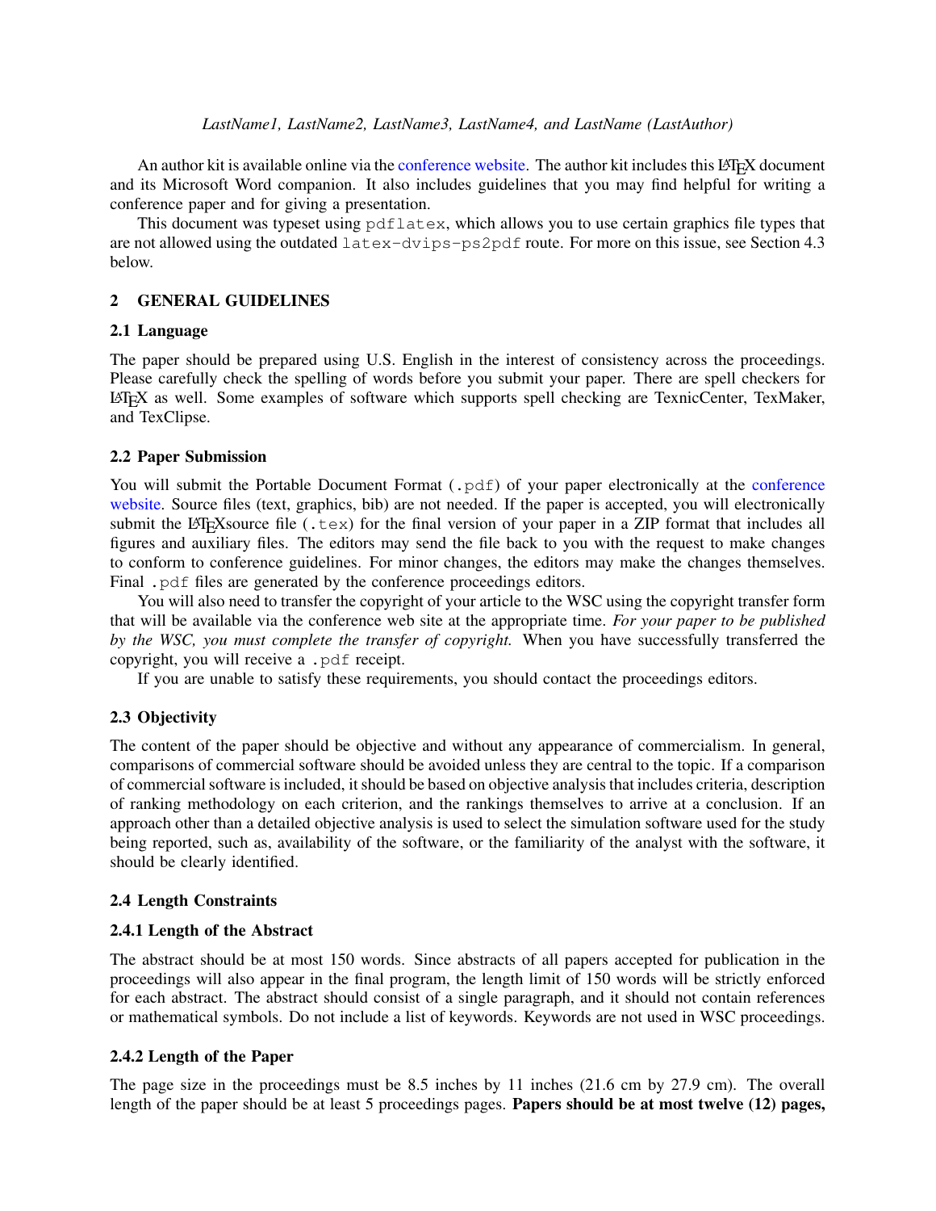An author kit is available online via the conference website. The author kit includes this LaTeX document and its Microsoft Word companion. It also includes guidelines that you may find helpful for writing a conference paper and for giving a presentation.

This document was typeset using `pdflatex`, which allows you to use certain graphics file types that are not allowed using the outdated `latex-dvips-ps2pdf` route. For more on this issue, see Section 4.3 below.

## 2 GENERAL GUIDELINES

### 2.1 Language

The paper should be prepared using U.S. English in the interest of consistency across the proceedings. Please carefully check the spelling of words before you submit your paper. There are spell checkers for LaTeX as well. Some examples of software which supports spell checking are TexnicCenter, TexMaker, and TexClipse.

### 2.2 Paper Submission

You will submit the Portable Document Format (`.pdf`) of your paper electronically at the conference website. Source files (text, graphics, bib) are not needed. If the paper is accepted, you will electronically submit the LaTeXsource file (`.tex`) for the final version of your paper in a ZIP format that includes all figures and auxiliary files. The editors may send the file back to you with the request to make changes to conform to conference guidelines. For minor changes, the editors may make the changes themselves. Final `.pdf` files are generated by the conference proceedings editors.

You will also need to transfer the copyright of your article to the WSC using the copyright transfer form that will be available via the conference web site at the appropriate time. *For your paper to be published by the WSC, you must complete the transfer of copyright.* When you have successfully transferred the copyright, you will receive a `.pdf` receipt.

If you are unable to satisfy these requirements, you should contact the proceedings editors.

### 2.3 Objectivity

The content of the paper should be objective and without any appearance of commercialism. In general, comparisons of commercial software should be avoided unless they are central to the topic. If a comparison of commercial software is included, it should be based on objective analysis that includes criteria, description of ranking methodology on each criterion, and the rankings themselves to arrive at a conclusion. If an approach other than a detailed objective analysis is used to select the simulation software used for the study being reported, such as, availability of the software, or the familiarity of the analyst with the software, it should be clearly identified.

### 2.4 Length Constraints

#### 2.4.1 Length of the Abstract

The abstract should be at most 150 words. Since abstracts of all papers accepted for publication in the proceedings will also appear in the final program, the length limit of 150 words will be strictly enforced for each abstract. The abstract should consist of a single paragraph, and it should not contain references or mathematical symbols. Do not include a list of keywords. Keywords are not used in WSC proceedings.

#### 2.4.2 Length of the Paper

The page size in the proceedings must be 8.5 inches by 11 inches (21.6 cm by 27.9 cm). The overall length of the paper should be at least 5 proceedings pages. **Papers should be at most twelve (12) pages,**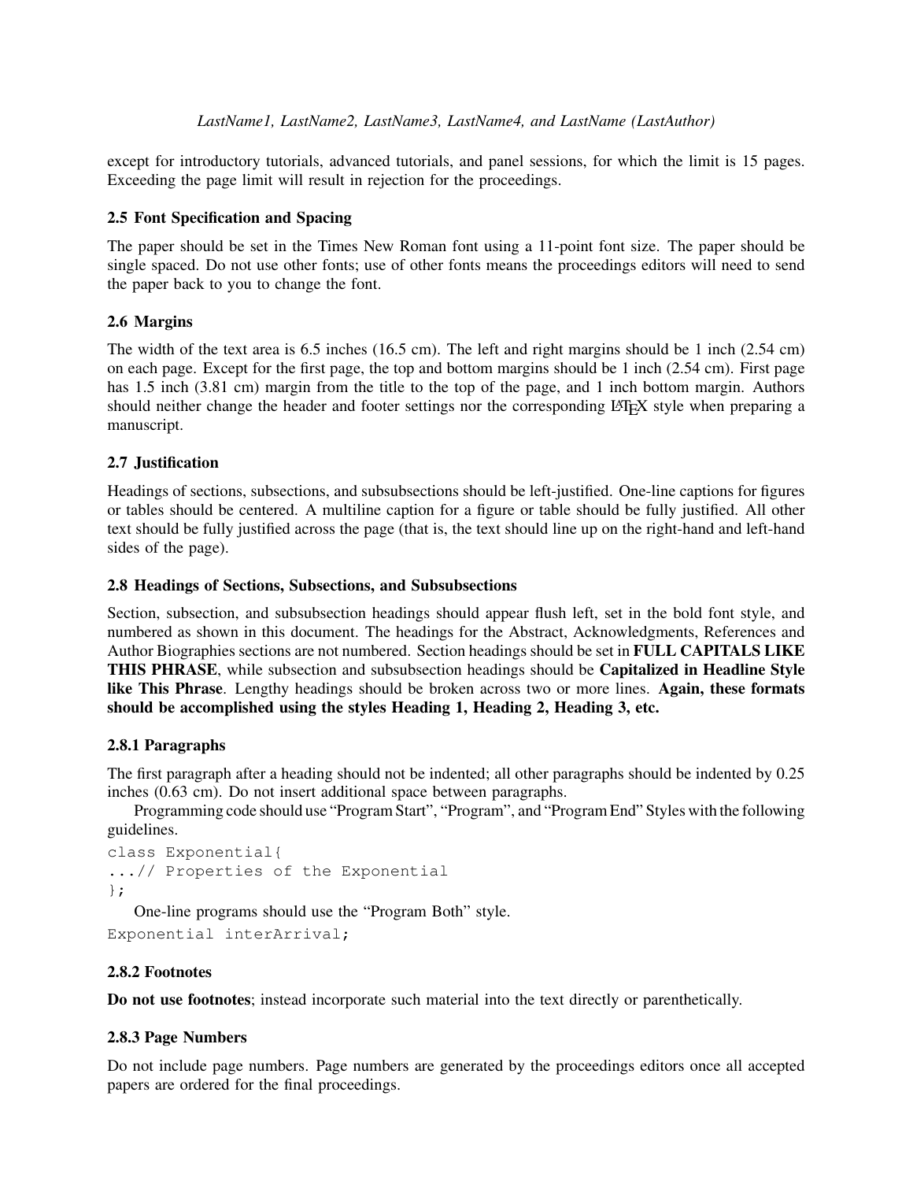except for introductory tutorials, advanced tutorials, and panel sessions, for which the limit is 15 pages. Exceeding the page limit will result in rejection for the proceedings.

### 2.5 Font Specification and Spacing

The paper should be set in the Times New Roman font using a 11-point font size. The paper should be single spaced. Do not use other fonts; use of other fonts means the proceedings editors will need to send the paper back to you to change the font.

### 2.6 Margins

The width of the text area is 6.5 inches (16.5 cm). The left and right margins should be 1 inch (2.54 cm) on each page. Except for the first page, the top and bottom margins should be 1 inch (2.54 cm). First page has 1.5 inch (3.81 cm) margin from the title to the top of the page, and 1 inch bottom margin. Authors should neither change the header and footer settings nor the corresponding LaTeX style when preparing a manuscript.

### 2.7 Justification

Headings of sections, subsections, and subsubsections should be left-justified. One-line captions for figures or tables should be centered. A multiline caption for a figure or table should be fully justified. All other text should be fully justified across the page (that is, the text should line up on the right-hand and left-hand sides of the page).

### 2.8 Headings of Sections, Subsections, and Subsubsections

Section, subsection, and subsubsection headings should appear flush left, set in the bold font style, and numbered as shown in this document. The headings for the Abstract, Acknowledgments, References and Author Biographies sections are not numbered. Section headings should be set in **FULL CAPITALS LIKE THIS PHRASE**, while subsection and subsubsection headings should be **Capitalized in Headline Style like This Phrase**. Lengthy headings should be broken across two or more lines. **Again, these formats should be accomplished using the styles Heading 1, Heading 2, Heading 3, etc.**

#### 2.8.1 Paragraphs

The first paragraph after a heading should not be indented; all other paragraphs should be indented by 0.25 inches (0.63 cm). Do not insert additional space between paragraphs.

Programming code should use "Program Start", "Program", and "Program End" Styles with the following guidelines.

```
class Exponential{
...// Properties of the Exponential
};
```

One-line programs should use the "Program Both" style.

```
Exponential interArrival;
```

#### 2.8.2 Footnotes

**Do not use footnotes**; instead incorporate such material into the text directly or parenthetically.

#### 2.8.3 Page Numbers

Do not include page numbers. Page numbers are generated by the proceedings editors once all accepted papers are ordered for the final proceedings.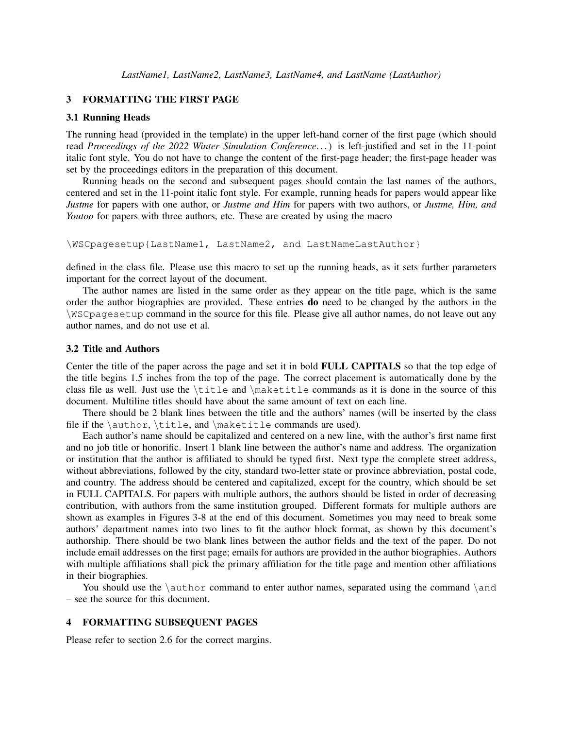## 3 FORMATTING THE FIRST PAGE

### 3.1 Running Heads

The running head (provided in the template) in the upper left-hand corner of the first page (which should read *Proceedings of the 2022 Winter Simulation Conference*. . . ) is left-justified and set in the 11-point italic font style. You do not have to change the content of the first-page header; the first-page header was set by the proceedings editors in the preparation of this document.

Running heads on the second and subsequent pages should contain the last names of the authors, centered and set in the 11-point italic font style. For example, running heads for papers would appear like *Justme* for papers with one author, or *Justme and Him* for papers with two authors, or *Justme, Him, and Youtoo* for papers with three authors, etc. These are created by using the macro

```
\WSCpagesetup{LastName1, LastName2, and LastNameLastAuthor}
```

defined in the class file. Please use this macro to set up the running heads, as it sets further parameters important for the correct layout of the document.

The author names are listed in the same order as they appear on the title page, which is the same order the author biographies are provided. These entries **do** need to be changed by the authors in the `\WSCpagesetup` command in the source for this file. Please give all author names, do not leave out any author names, and do not use et al.

### 3.2 Title and Authors

Center the title of the paper across the page and set it in bold **FULL CAPITALS** so that the top edge of the title begins 1.5 inches from the top of the page. The correct placement is automatically done by the class file as well. Just use the `\title` and `\maketitle` commands as it is done in the source of this document. Multiline titles should have about the same amount of text on each line.

There should be 2 blank lines between the title and the authors' names (will be inserted by the class file if the `\author`, `\title`, and `\maketitle` commands are used).

Each author's name should be capitalized and centered on a new line, with the author's first name first and no job title or honorific. Insert 1 blank line between the author's name and address. The organization or institution that the author is affiliated to should be typed first. Next type the complete street address, without abbreviations, followed by the city, standard two-letter state or province abbreviation, postal code, and country. The address should be centered and capitalized, except for the country, which should be set in FULL CAPITALS. For papers with multiple authors, the authors should be listed in order of decreasing contribution, with authors from the same institution grouped. Different formats for multiple authors are shown as examples in Figures 3-8 at the end of this document. Sometimes you may need to break some authors' department names into two lines to fit the author block format, as shown by this document's authorship. There should be two blank lines between the author fields and the text of the paper. Do not include email addresses on the first page; emails for authors are provided in the author biographies. Authors with multiple affiliations shall pick the primary affiliation for the title page and mention other affiliations in their biographies.

You should use the `\author` command to enter author names, separated using the command `\and` – see the source for this document.

## 4 FORMATTING SUBSEQUENT PAGES

Please refer to section 2.6 for the correct margins.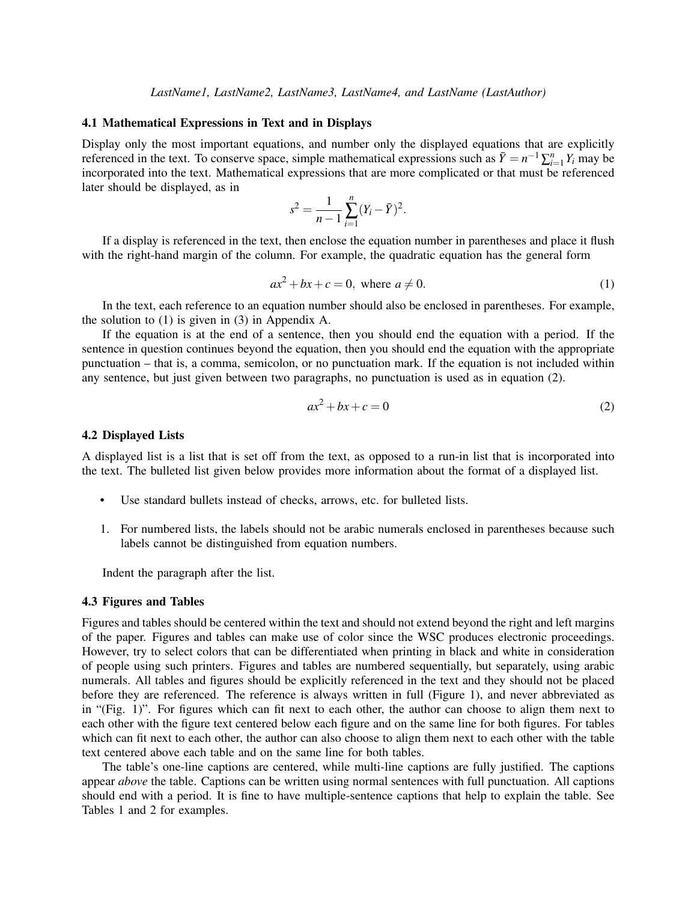### 4.1 Mathematical Expressions in Text and in Displays

Display only the most important equations, and number only the displayed equations that are explicitly referenced in the text. To conserve space, simple mathematical expressions such as $\bar{Y} = n^{-1}\sum_{i=1}^{n} Y_i$ may be incorporated into the text. Mathematical expressions that are more complicated or that must be referenced later should be displayed, as in

$$s^2 = \frac{1}{n-1}\sum_{i=1}^{n}(Y_i - \bar{Y})^2.$$

If a display is referenced in the text, then enclose the equation number in parentheses and place it flush with the right-hand margin of the column. For example, the quadratic equation has the general form

$$ax^2 + bx + c = 0, \text{ where } a \neq 0. \tag{1}$$

In the text, each reference to an equation number should also be enclosed in parentheses. For example, the solution to (1) is given in (3) in Appendix A.

If the equation is at the end of a sentence, then you should end the equation with a period. If the sentence in question continues beyond the equation, then you should end the equation with the appropriate punctuation – that is, a comma, semicolon, or no punctuation mark. If the equation is not included within any sentence, but just given between two paragraphs, no punctuation is used as in equation (2).

$$ax^2 + bx + c = 0 \tag{2}$$

### 4.2 Displayed Lists

A displayed list is a list that is set off from the text, as opposed to a run-in list that is incorporated into the text. The bulleted list given below provides more information about the format of a displayed list.

- Use standard bullets instead of checks, arrows, etc. for bulleted lists.

1. For numbered lists, the labels should not be arabic numerals enclosed in parentheses because such labels cannot be distinguished from equation numbers.

Indent the paragraph after the list.

### 4.3 Figures and Tables

Figures and tables should be centered within the text and should not extend beyond the right and left margins of the paper. Figures and tables can make use of color since the WSC produces electronic proceedings. However, try to select colors that can be differentiated when printing in black and white in consideration of people using such printers. Figures and tables are numbered sequentially, but separately, using arabic numerals. All tables and figures should be explicitly referenced in the text and they should not be placed before they are referenced. The reference is always written in full (Figure 1), and never abbreviated as in "(Fig. 1)". For figures which can fit next to each other, the author can choose to align them next to each other with the figure text centered below each figure and on the same line for both figures. For tables which can fit next to each other, the author can also choose to align them next to each other with the table text centered above each table and on the same line for both tables.

The table's one-line captions are centered, while multi-line captions are fully justified. The captions appear *above* the table. Captions can be written using normal sentences with full punctuation. All captions should end with a period. It is fine to have multiple-sentence captions that help to explain the table. See Tables 1 and 2 for examples.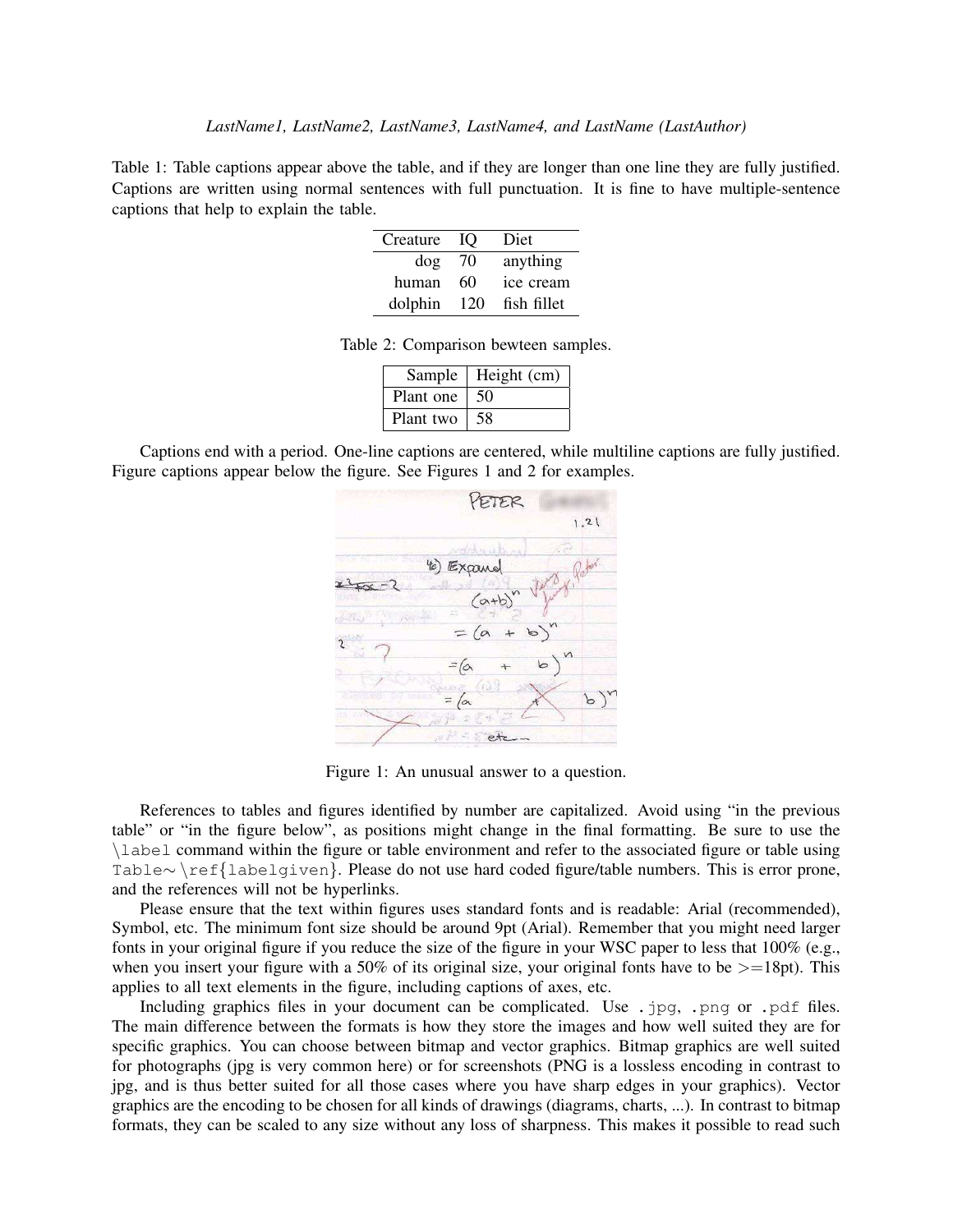Table 1: Table captions appear above the table, and if they are longer than one line they are fully justified. Captions are written using normal sentences with full punctuation. It is fine to have multiple-sentence captions that help to explain the table.

| Creature | IQ | Diet |
|---:|---|---|
| dog | 70 | anything |
| human | 60 | ice cream |
| dolphin | 120 | fish fillet |

Table 2: Comparison bewteen samples.

| Sample | Height (cm) |
|---:|---|
| Plant one | 50 |
| Plant two | 58 |

Captions end with a period. One-line captions are centered, while multiline captions are fully justified. Figure captions appear below the figure. See Figures 1 and 2 for examples.

Figure 1: An unusual answer to a question.

References to tables and figures identified by number are capitalized. Avoid using "in the previous table" or "in the figure below", as positions might change in the final formatting. Be sure to use the `\label` command within the figure or table environment and refer to the associated figure or table using `Table~\ref{labelgiven}`. Please do not use hard coded figure/table numbers. This is error prone, and the references will not be hyperlinks.

Please ensure that the text within figures uses standard fonts and is readable: Arial (recommended), Symbol, etc. The minimum font size should be around 9pt (Arial). Remember that you might need larger fonts in your original figure if you reduce the size of the figure in your WSC paper to less that 100% (e.g., when you insert your figure with a 50% of its original size, your original fonts have to be >=18pt). This applies to all text elements in the figure, including captions of axes, etc.

Including graphics files in your document can be complicated. Use `.jpg`, `.png` or `.pdf` files. The main difference between the formats is how they store the images and how well suited they are for specific graphics. You can choose between bitmap and vector graphics. Bitmap graphics are well suited for photographs (jpg is very common here) or for screenshots (PNG is a lossless encoding in contrast to jpg, and is thus better suited for all those cases where you have sharp edges in your graphics). Vector graphics are the encoding to be chosen for all kinds of drawings (diagrams, charts, ...). In contrast to bitmap formats, they can be scaled to any size without any loss of sharpness. This makes it possible to read such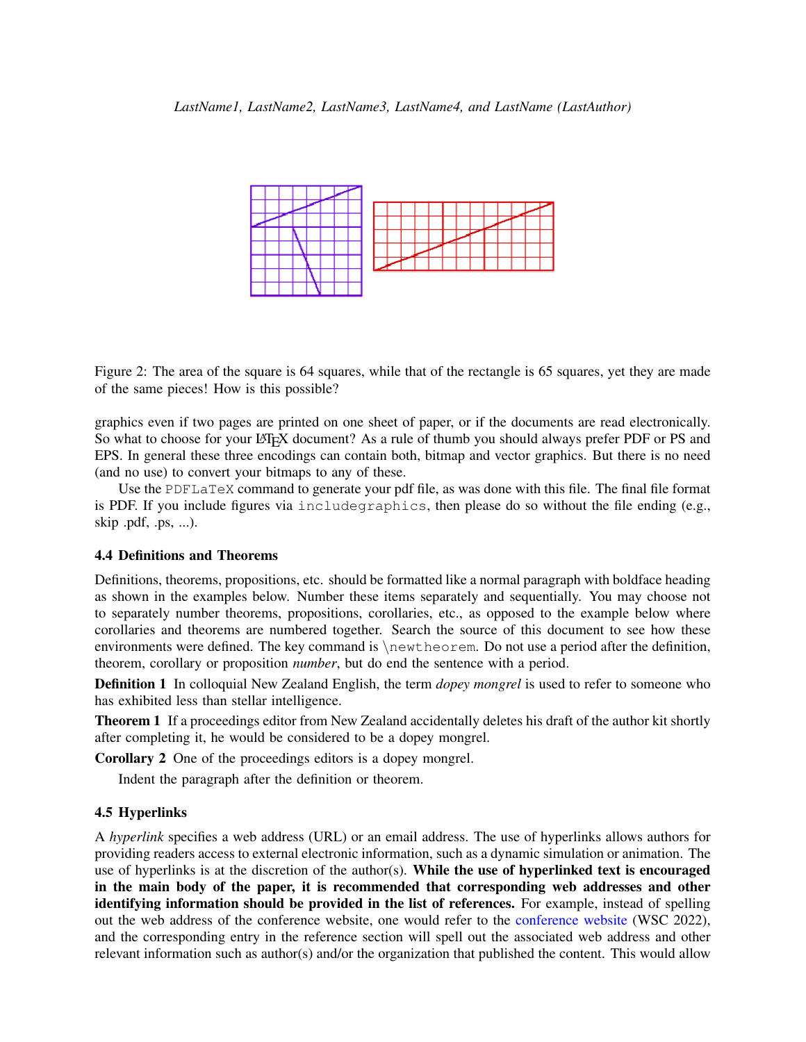Figure 2: The area of the square is 64 squares, while that of the rectangle is 65 squares, yet they are made of the same pieces! How is this possible?

graphics even if two pages are printed on one sheet of paper, or if the documents are read electronically. So what to choose for your LaTeX document? As a rule of thumb you should always prefer PDF or PS and EPS. In general these three encodings can contain both, bitmap and vector graphics. But there is no need (and no use) to convert your bitmaps to any of these.

Use the `PDFLaTeX` command to generate your pdf file, as was done with this file. The final file format is PDF. If you include figures via `includegraphics`, then please do so without the file ending (e.g., skip .pdf, .ps, ...).

### 4.4 Definitions and Theorems

Definitions, theorems, propositions, etc. should be formatted like a normal paragraph with boldface heading as shown in the examples below. Number these items separately and sequentially. You may choose not to separately number theorems, propositions, corollaries, etc., as opposed to the example below where corollaries and theorems are numbered together. Search the source of this document to see how these environments were defined. The key command is `\newtheorem`. Do not use a period after the definition, theorem, corollary or proposition *number*, but do end the sentence with a period.

**Definition 1** In colloquial New Zealand English, the term *dopey mongrel* is used to refer to someone who has exhibited less than stellar intelligence.

**Theorem 1** If a proceedings editor from New Zealand accidentally deletes his draft of the author kit shortly after completing it, he would be considered to be a dopey mongrel.

**Corollary 2** One of the proceedings editors is a dopey mongrel.

Indent the paragraph after the definition or theorem.

### 4.5 Hyperlinks

A *hyperlink* specifies a web address (URL) or an email address. The use of hyperlinks allows authors for providing readers access to external electronic information, such as a dynamic simulation or animation. The use of hyperlinks is at the discretion of the author(s). **While the use of hyperlinked text is encouraged in the main body of the paper, it is recommended that corresponding web addresses and other identifying information should be provided in the list of references.** For example, instead of spelling out the web address of the conference website, one would refer to the conference website (WSC 2022), and the corresponding entry in the reference section will spell out the associated web address and other relevant information such as author(s) and/or the organization that published the content. This would allow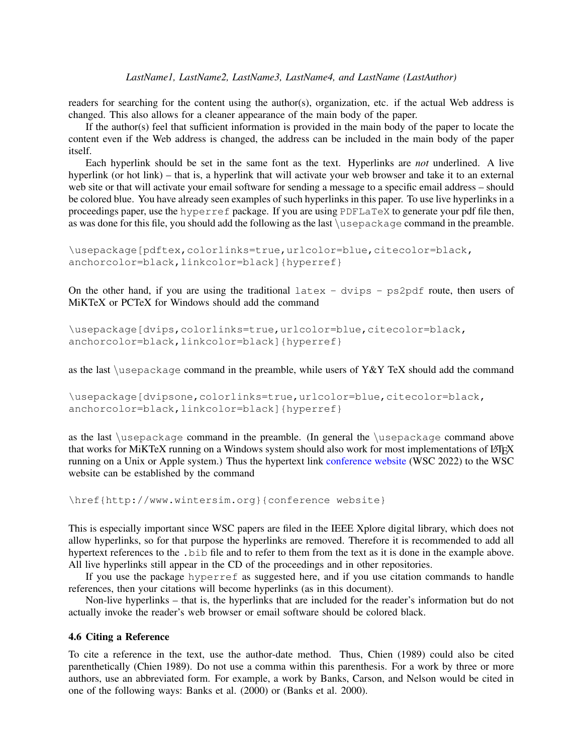readers for searching for the content using the author(s), organization, etc. if the actual Web address is changed. This also allows for a cleaner appearance of the main body of the paper.

If the author(s) feel that sufficient information is provided in the main body of the paper to locate the content even if the Web address is changed, the address can be included in the main body of the paper itself.

Each hyperlink should be set in the same font as the text. Hyperlinks are *not* underlined. A live hyperlink (or hot link) – that is, a hyperlink that will activate your web browser and take it to an external web site or that will activate your email software for sending a message to a specific email address – should be colored blue. You have already seen examples of such hyperlinks in this paper. To use live hyperlinks in a proceedings paper, use the `hyperref` package. If you are using `PDFLaTeX` to generate your pdf file then, as was done for this file, you should add the following as the last `\usepackage` command in the preamble.

```
\usepackage[pdftex,colorlinks=true,urlcolor=blue,citecolor=black,
anchorcolor=black,linkcolor=black]{hyperref}
```

On the other hand, if you are using the traditional `latex - dvips - ps2pdf` route, then users of MiKTeX or PCTeX for Windows should add the command

```
\usepackage[dvips,colorlinks=true,urlcolor=blue,citecolor=black,
anchorcolor=black,linkcolor=black]{hyperref}
```

as the last `\usepackage` command in the preamble, while users of Y&Y TeX should add the command

```
\usepackage[dvipsone,colorlinks=true,urlcolor=blue,citecolor=black,
anchorcolor=black,linkcolor=black]{hyperref}
```

as the last `\usepackage` command in the preamble. (In general the `\usepackage` command above that works for MiKTeX running on a Windows system should also work for most implementations of LaTeX running on a Unix or Apple system.) Thus the hypertext link conference website (WSC 2022) to the WSC website can be established by the command

```
\href{http://www.wintersim.org}{conference website}
```

This is especially important since WSC papers are filed in the IEEE Xplore digital library, which does not allow hyperlinks, so for that purpose the hyperlinks are removed. Therefore it is recommended to add all hypertext references to the `.bib` file and to refer to them from the text as it is done in the example above. All live hyperlinks still appear in the CD of the proceedings and in other repositories.

If you use the package `hyperref` as suggested here, and if you use citation commands to handle references, then your citations will become hyperlinks (as in this document).

Non-live hyperlinks – that is, the hyperlinks that are included for the reader's information but do not actually invoke the reader's web browser or email software should be colored black.

### 4.6 Citing a Reference

To cite a reference in the text, use the author-date method. Thus, Chien (1989) could also be cited parenthetically (Chien 1989). Do not use a comma within this parenthesis. For a work by three or more authors, use an abbreviated form. For example, a work by Banks, Carson, and Nelson would be cited in one of the following ways: Banks et al. (2000) or (Banks et al. 2000).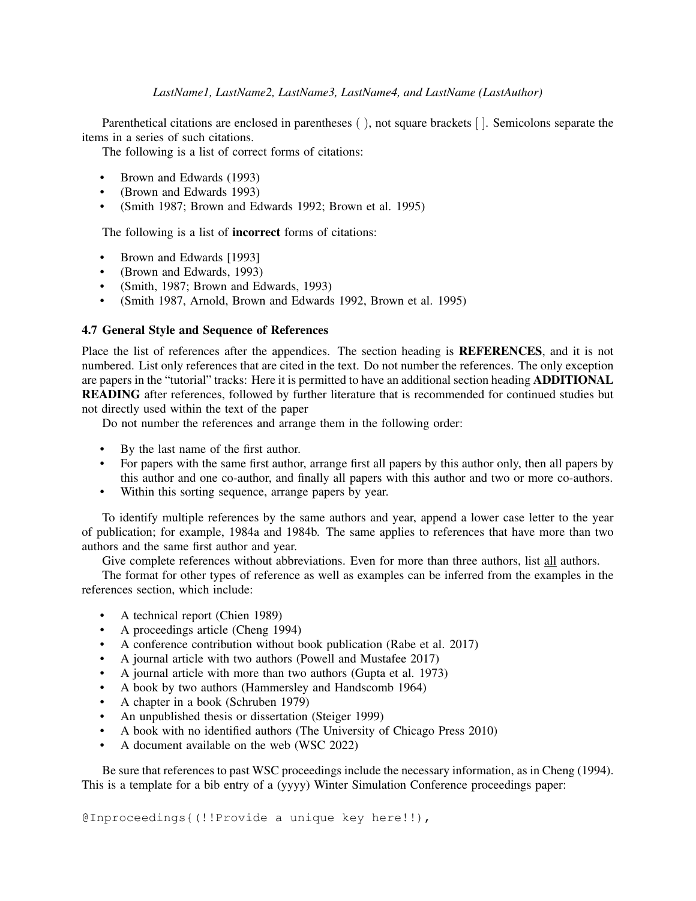Parenthetical citations are enclosed in parentheses ( ), not square brackets [ ]. Semicolons separate the items in a series of such citations.

The following is a list of correct forms of citations:

- Brown and Edwards (1993)
- (Brown and Edwards 1993)
- (Smith 1987; Brown and Edwards 1992; Brown et al. 1995)

The following is a list of **incorrect** forms of citations:

- Brown and Edwards [1993]
- (Brown and Edwards, 1993)
- (Smith, 1987; Brown and Edwards, 1993)
- (Smith 1987, Arnold, Brown and Edwards 1992, Brown et al. 1995)

### 4.7 General Style and Sequence of References

Place the list of references after the appendices. The section heading is **REFERENCES**, and it is not numbered. List only references that are cited in the text. Do not number the references. The only exception are papers in the "tutorial" tracks: Here it is permitted to have an additional section heading **ADDITIONAL READING** after references, followed by further literature that is recommended for continued studies but not directly used within the text of the paper

Do not number the references and arrange them in the following order:

- By the last name of the first author.
- For papers with the same first author, arrange first all papers by this author only, then all papers by this author and one co-author, and finally all papers with this author and two or more co-authors.
- Within this sorting sequence, arrange papers by year.

To identify multiple references by the same authors and year, append a lower case letter to the year of publication; for example, 1984a and 1984b. The same applies to references that have more than two authors and the same first author and year.

Give complete references without abbreviations. Even for more than three authors, list <u>all</u> authors.

The format for other types of reference as well as examples can be inferred from the examples in the references section, which include:

- A technical report (Chien 1989)
- A proceedings article (Cheng 1994)
- A conference contribution without book publication (Rabe et al. 2017)
- A journal article with two authors (Powell and Mustafee 2017)
- A journal article with more than two authors (Gupta et al. 1973)
- A book by two authors (Hammersley and Handscomb 1964)
- A chapter in a book (Schruben 1979)
- An unpublished thesis or dissertation (Steiger 1999)
- A book with no identified authors (The University of Chicago Press 2010)
- A document available on the web (WSC 2022)

Be sure that references to past WSC proceedings include the necessary information, as in Cheng (1994). This is a template for a bib entry of a (yyyy) Winter Simulation Conference proceedings paper:

```
@Inproceedings{(!!Provide a unique key here!!),
```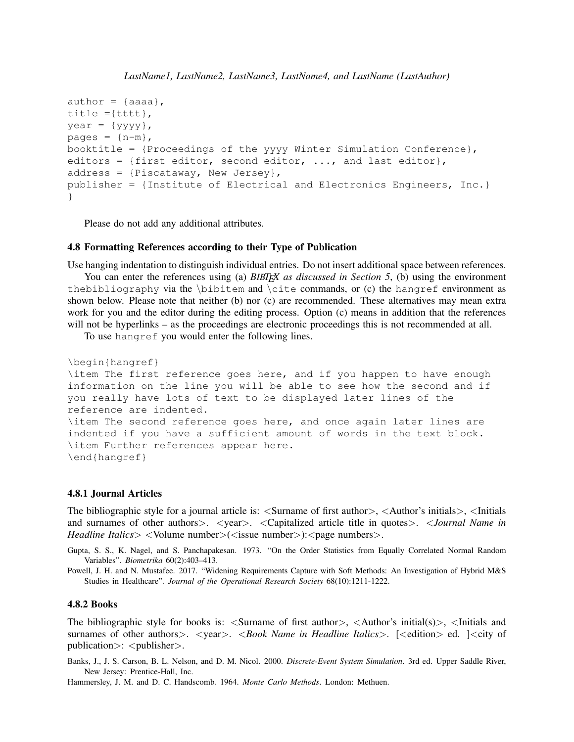```
author = {aaaa},
title ={tttt},
year = {yyyy},
pages = {n-m},
booktitle = {Proceedings of the yyyy Winter Simulation Conference},
editors = {first editor, second editor, ..., and last editor},
address = {Piscataway, New Jersey},
publisher = {Institute of Electrical and Electronics Engineers, Inc.}
}
```

Please do not add any additional attributes.

### 4.8 Formatting References according to their Type of Publication

Use hanging indentation to distinguish individual entries. Do not insert additional space between references.

You can enter the references using (a) *BIBTEX as discussed in Section 5*, (b) using the environment `thebibliography` via the `\bibitem` and `\cite` commands, or (c) the `hangref` environment as shown below. Please note that neither (b) nor (c) are recommended. These alternatives may mean extra work for you and the editor during the editing process. Option (c) means in addition that the references will not be hyperlinks – as the proceedings are electronic proceedings this is not recommended at all.

To use `hangref` you would enter the following lines.

```
\begin{hangref}
\item The first reference goes here, and if you happen to have enough
information on the line you will be able to see how the second and if
you really have lots of text to be displayed later lines of the
reference are indented.
\item The second reference goes here, and once again later lines are
indented if you have a sufficient amount of words in the text block.
\item Further references appear here.
\end{hangref}
```

#### 4.8.1 Journal Articles

The bibliographic style for a journal article is: <Surname of first author>, <Author's initials>, <Initials and surnames of other authors>. <year>. <Capitalized article title in quotes>. *<Journal Name in Headline Italics>* <Volume number>(<issue number>):<page numbers>.

Gupta, S. S., K. Nagel, and S. Panchapakesan. 1973. "On the Order Statistics from Equally Correlated Normal Random Variables". *Biometrika* 60(2):403–413.

Powell, J. H. and N. Mustafee. 2017. "Widening Requirements Capture with Soft Methods: An Investigation of Hybrid M&S Studies in Healthcare". *Journal of the Operational Research Society* 68(10):1211-1222.

#### 4.8.2 Books

The bibliographic style for books is: <Surname of first author>, <Author's initial(s)>, <Initials and surnames of other authors>. <year>. *<Book Name in Headline Italics>*. [<edition> ed. ]<city of publication>: <publisher>.

Banks, J., J. S. Carson, B. L. Nelson, and D. M. Nicol. 2000. *Discrete-Event System Simulation*. 3rd ed. Upper Saddle River, New Jersey: Prentice-Hall, Inc.

Hammersley, J. M. and D. C. Handscomb. 1964. *Monte Carlo Methods*. London: Methuen.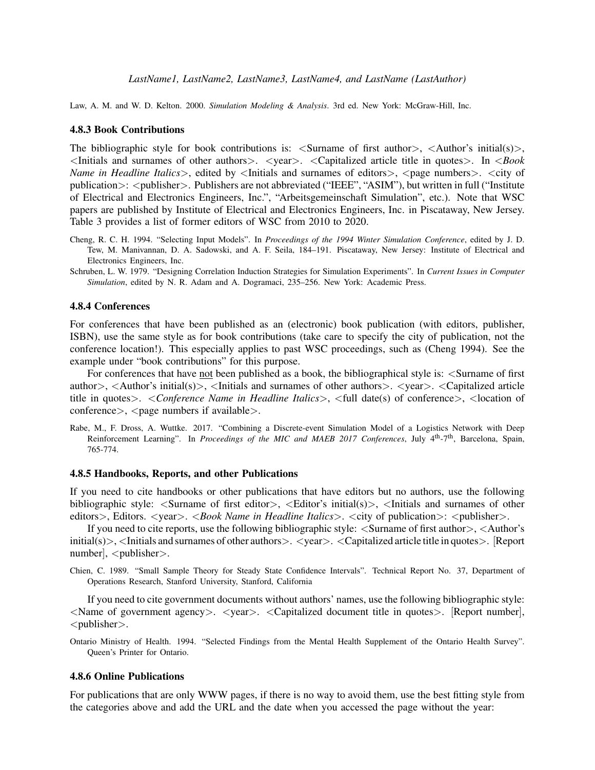Law, A. M. and W. D. Kelton. 2000. *Simulation Modeling & Analysis*. 3rd ed. New York: McGraw-Hill, Inc.

### 4.8.3 Book Contributions

The bibliographic style for book contributions is: <Surname of first author>, <Author's initial(s)>, <Initials and surnames of other authors>. <year>. <Capitalized article title in quotes>. In <*Book Name in Headline Italics*>, edited by <Initials and surnames of editors>, <page numbers>. <city of publication>: <publisher>. Publishers are not abbreviated ("IEEE", "ASIM"), but written in full ("Institute of Electrical and Electronics Engineers, Inc.", "Arbeitsgemeinschaft Simulation", etc.). Note that WSC papers are published by Institute of Electrical and Electronics Engineers, Inc. in Piscataway, New Jersey. Table 3 provides a list of former editors of WSC from 2010 to 2020.

Cheng, R. C. H. 1994. "Selecting Input Models". In *Proceedings of the 1994 Winter Simulation Conference*, edited by J. D. Tew, M. Manivannan, D. A. Sadowski, and A. F. Seila, 184–191. Piscataway, New Jersey: Institute of Electrical and Electronics Engineers, Inc.

Schruben, L. W. 1979. "Designing Correlation Induction Strategies for Simulation Experiments". In *Current Issues in Computer Simulation*, edited by N. R. Adam and A. Dogramaci, 235–256. New York: Academic Press.

### 4.8.4 Conferences

For conferences that have been published as an (electronic) book publication (with editors, publisher, ISBN), use the same style as for book contributions (take care to specify the city of publication, not the conference location!). This especially applies to past WSC proceedings, such as (Cheng 1994). See the example under "book contributions" for this purpose.

For conferences that have not been published as a book, the bibliographical style is: <Surname of first author>, <Author's initial(s)>, <Initials and surnames of other authors>. <year>. <Capitalized article title in quotes>. <*Conference Name in Headline Italics*>, <full date(s) of conference>, <location of conference>, <page numbers if available>.

Rabe, M., F. Dross, A. Wuttke. 2017. "Combining a Discrete-event Simulation Model of a Logistics Network with Deep Reinforcement Learning". In *Proceedings of the MIC and MAEB 2017 Conferences*, July 4th-7th, Barcelona, Spain, 765-774.

### 4.8.5 Handbooks, Reports, and other Publications

If you need to cite handbooks or other publications that have editors but no authors, use the following bibliographic style: <Surname of first editor>, <Editor's initial(s)>, <Initials and surnames of other editors>, Editors. <year>. <*Book Name in Headline Italics*>. <city of publication>: <publisher>.

If you need to cite reports, use the following bibliographic style: <Surname of first author>, <Author's initial(s)>, <Initials and surnames of other authors>. <year>. <Capitalized article title in quotes>. [Report number], <publisher>.

Chien, C. 1989. "Small Sample Theory for Steady State Confidence Intervals". Technical Report No. 37, Department of Operations Research, Stanford University, Stanford, California

If you need to cite government documents without authors' names, use the following bibliographic style: <Name of government agency>. <year>. <Capitalized document title in quotes>. [Report number], <publisher>.

Ontario Ministry of Health. 1994. "Selected Findings from the Mental Health Supplement of the Ontario Health Survey". Queen's Printer for Ontario.

### 4.8.6 Online Publications

For publications that are only WWW pages, if there is no way to avoid them, use the best fitting style from the categories above and add the URL and the date when you accessed the page without the year: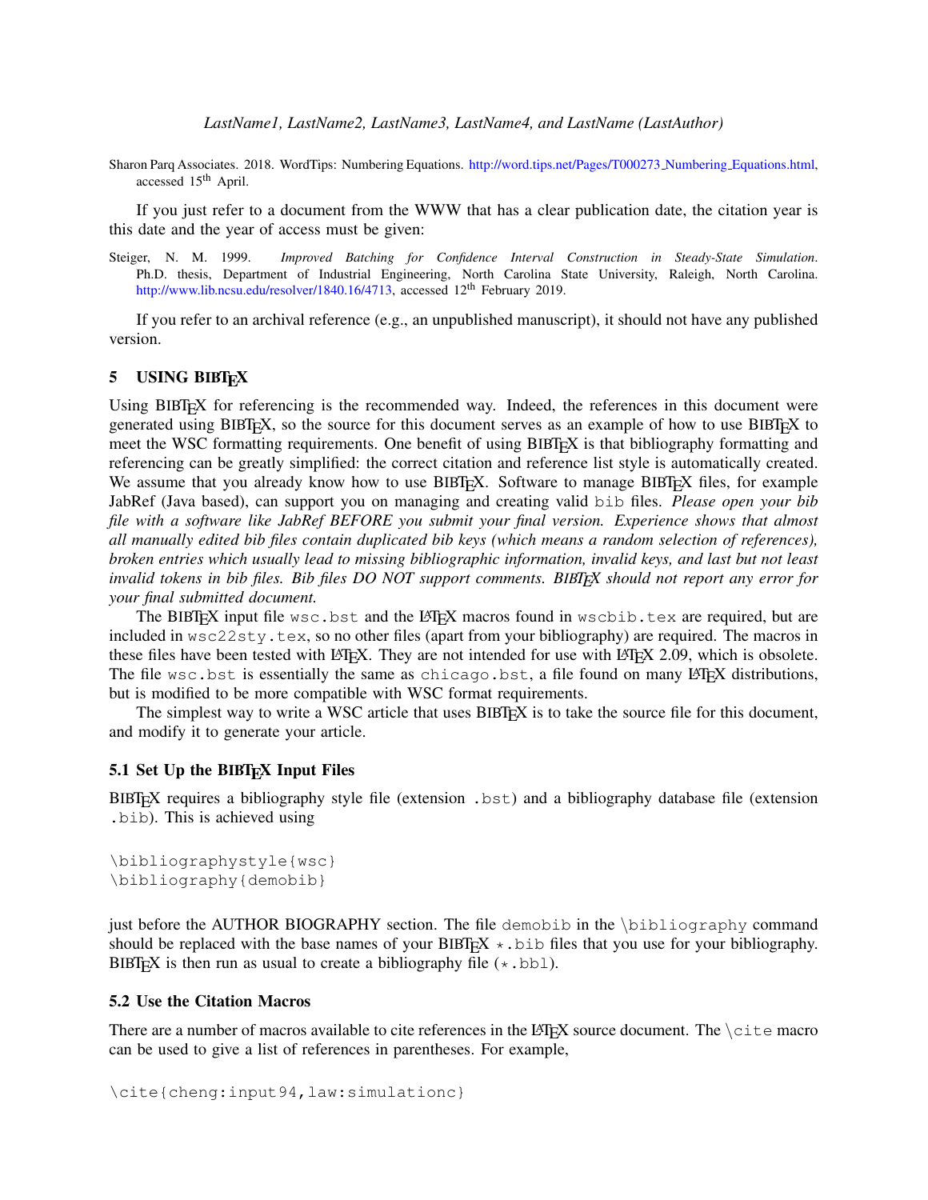Sharon Parq Associates. 2018. WordTips: Numbering Equations. http://word.tips.net/Pages/T000273_Numbering_Equations.html, accessed 15th April.

If you just refer to a document from the WWW that has a clear publication date, the citation year is this date and the year of access must be given:

Steiger, N. M. 1999. *Improved Batching for Confidence Interval Construction in Steady-State Simulation*. Ph.D. thesis, Department of Industrial Engineering, North Carolina State University, Raleigh, North Carolina. http://www.lib.ncsu.edu/resolver/1840.16/4713, accessed 12th February 2019.

If you refer to an archival reference (e.g., an unpublished manuscript), it should not have any published version.

## 5 USING BIBTEX

Using BIBTEX for referencing is the recommended way. Indeed, the references in this document were generated using BIBTEX, so the source for this document serves as an example of how to use BIBTEX to meet the WSC formatting requirements. One benefit of using BIBTEX is that bibliography formatting and referencing can be greatly simplified: the correct citation and reference list style is automatically created. We assume that you already know how to use BIBTEX. Software to manage BIBTEX files, for example JabRef (Java based), can support you on managing and creating valid `bib` files. *Please open your bib file with a software like JabRef BEFORE you submit your final version. Experience shows that almost all manually edited bib files contain duplicated bib keys (which means a random selection of references), broken entries which usually lead to missing bibliographic information, invalid keys, and last but not least invalid tokens in bib files. Bib files DO NOT support comments. BIBTEX should not report any error for your final submitted document.*

The BIBTEX input file `wsc.bst` and the LATEX macros found in `wscbib.tex` are required, but are included in `wsc22sty.tex`, so no other files (apart from your bibliography) are required. The macros in these files have been tested with LATEX. They are not intended for use with LATEX 2.09, which is obsolete. The file `wsc.bst` is essentially the same as `chicago.bst`, a file found on many LATEX distributions, but is modified to be more compatible with WSC format requirements.

The simplest way to write a WSC article that uses BIBTEX is to take the source file for this document, and modify it to generate your article.

### 5.1 Set Up the BIBTEX Input Files

BIBTEX requires a bibliography style file (extension `.bst`) and a bibliography database file (extension `.bib`). This is achieved using

```
\bibliographystyle{wsc}
\bibliography{demobib}
```

just before the AUTHOR BIOGRAPHY section. The file `demobib` in the `\bibliography` command should be replaced with the base names of your BIBTEX `*.bib` files that you use for your bibliography. BIBTEX is then run as usual to create a bibliography file (`*.bbl`).

### 5.2 Use the Citation Macros

There are a number of macros available to cite references in the LATEX source document. The `\cite` macro can be used to give a list of references in parentheses. For example,

```
\cite{cheng:input94,law:simulationc}
```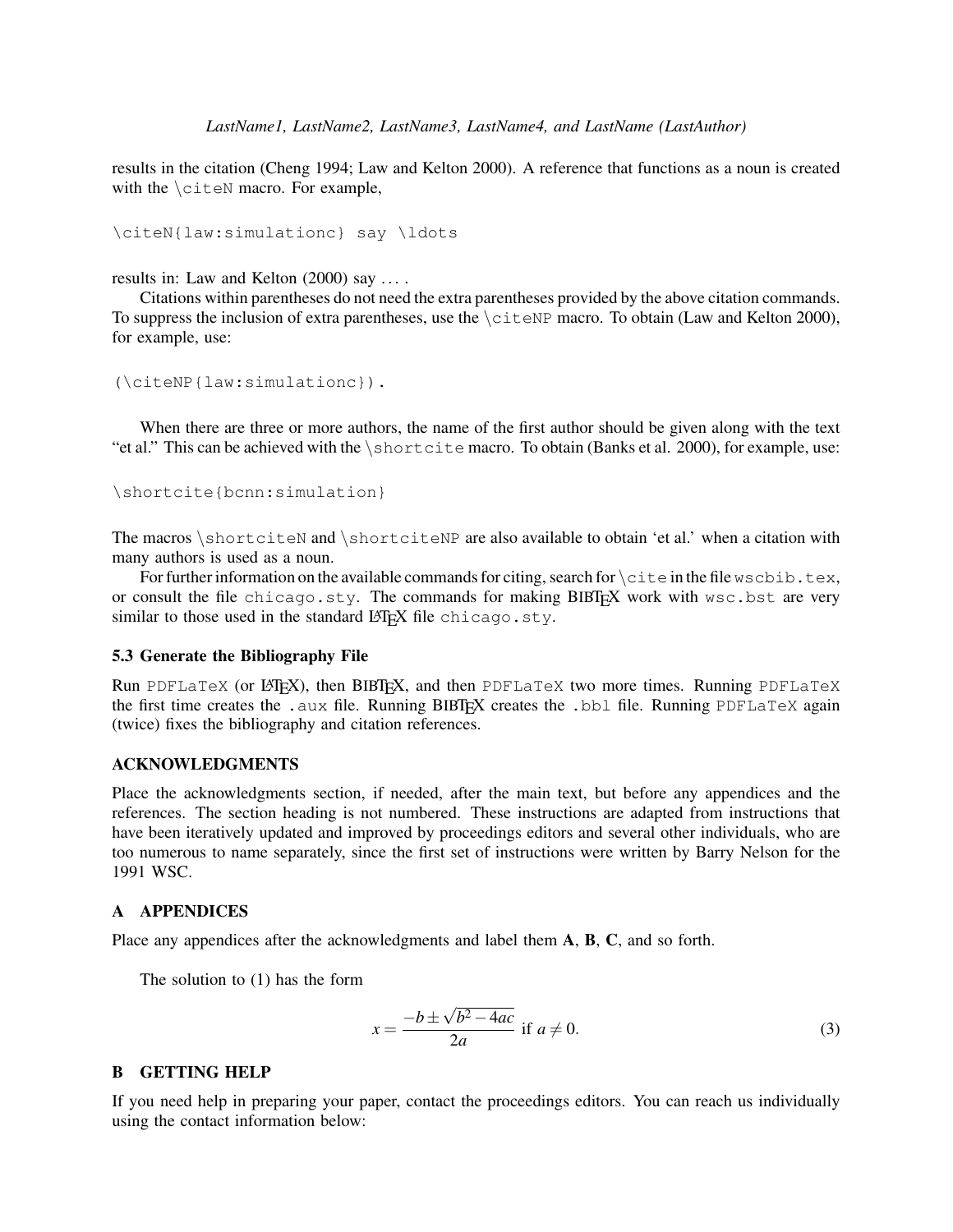results in the citation (Cheng 1994; Law and Kelton 2000). A reference that functions as a noun is created with the `\citeN` macro. For example,

```
\citeN{law:simulationc} say \ldots
```

results in: Law and Kelton (2000) say . . . .

Citations within parentheses do not need the extra parentheses provided by the above citation commands. To suppress the inclusion of extra parentheses, use the `\citeNP` macro. To obtain (Law and Kelton 2000), for example, use:

```
(\citeNP{law:simulationc}).
```

When there are three or more authors, the name of the first author should be given along with the text "et al." This can be achieved with the `\shortcite` macro. To obtain (Banks et al. 2000), for example, use:

```
\shortcite{bcnn:simulation}
```

The macros `\shortciteN` and `\shortciteNP` are also available to obtain 'et al.' when a citation with many authors is used as a noun.

For further information on the available commands for citing, search for `\cite` in the file `wscbib.tex`, or consult the file `chicago.sty`. The commands for making BIBTEX work with `wsc.bst` are very similar to those used in the standard LATEX file `chicago.sty`.

### 5.3 Generate the Bibliography File

Run `PDFLaTeX` (or LATEX), then BIBTEX, and then `PDFLaTeX` two more times. Running `PDFLaTeX` the first time creates the `.aux` file. Running BIBTEX creates the `.bbl` file. Running `PDFLaTeX` again (twice) fixes the bibliography and citation references.

## ACKNOWLEDGMENTS

Place the acknowledgments section, if needed, after the main text, but before any appendices and the references. The section heading is not numbered. These instructions are adapted from instructions that have been iteratively updated and improved by proceedings editors and several other individuals, who are too numerous to name separately, since the first set of instructions were written by Barry Nelson for the 1991 WSC.

## A APPENDICES

Place any appendices after the acknowledgments and label them **A**, **B**, **C**, and so forth.

The solution to (1) has the form

$$x = \frac{-b \pm \sqrt{b^2 - 4ac}}{2a} \text{ if } a \neq 0. \tag{3}$$

## B GETTING HELP

If you need help in preparing your paper, contact the proceedings editors. You can reach us individually using the contact information below: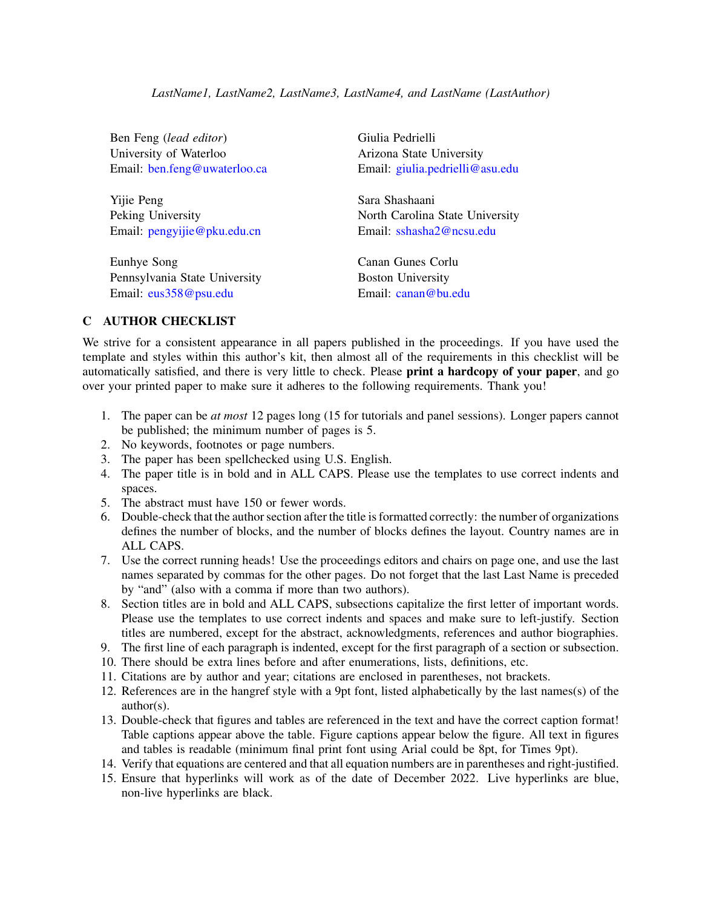Ben Feng (*lead editor*)
University of Waterloo
Email: ben.feng@uwaterloo.ca

Giulia Pedrielli
Arizona State University
Email: giulia.pedrielli@asu.edu

Yijie Peng
Peking University
Email: pengyijie@pku.edu.cn

Sara Shashaani
North Carolina State University
Email: sshasha2@ncsu.edu

Eunhye Song
Pennsylvania State University
Email: eus358@psu.edu

Canan Gunes Corlu
Boston University
Email: canan@bu.edu

## C AUTHOR CHECKLIST

We strive for a consistent appearance in all papers published in the proceedings. If you have used the template and styles within this author's kit, then almost all of the requirements in this checklist will be automatically satisfied, and there is very little to check. Please **print a hardcopy of your paper**, and go over your printed paper to make sure it adheres to the following requirements. Thank you!

1. The paper can be *at most* 12 pages long (15 for tutorials and panel sessions). Longer papers cannot be published; the minimum number of pages is 5.
2. No keywords, footnotes or page numbers.
3. The paper has been spellchecked using U.S. English.
4. The paper title is in bold and in ALL CAPS. Please use the templates to use correct indents and spaces.
5. The abstract must have 150 or fewer words.
6. Double-check that the author section after the title is formatted correctly: the number of organizations defines the number of blocks, and the number of blocks defines the layout. Country names are in ALL CAPS.
7. Use the correct running heads! Use the proceedings editors and chairs on page one, and use the last names separated by commas for the other pages. Do not forget that the last Last Name is preceded by "and" (also with a comma if more than two authors).
8. Section titles are in bold and ALL CAPS, subsections capitalize the first letter of important words. Please use the templates to use correct indents and spaces and make sure to left-justify. Section titles are numbered, except for the abstract, acknowledgments, references and author biographies.
9. The first line of each paragraph is indented, except for the first paragraph of a section or subsection.
10. There should be extra lines before and after enumerations, lists, definitions, etc.
11. Citations are by author and year; citations are enclosed in parentheses, not brackets.
12. References are in the hangref style with a 9pt font, listed alphabetically by the last names(s) of the author(s).
13. Double-check that figures and tables are referenced in the text and have the correct caption format! Table captions appear above the table. Figure captions appear below the figure. All text in figures and tables is readable (minimum final print font using Arial could be 8pt, for Times 9pt).
14. Verify that equations are centered and that all equation numbers are in parentheses and right-justified.
15. Ensure that hyperlinks will work as of the date of December 2022. Live hyperlinks are blue, non-live hyperlinks are black.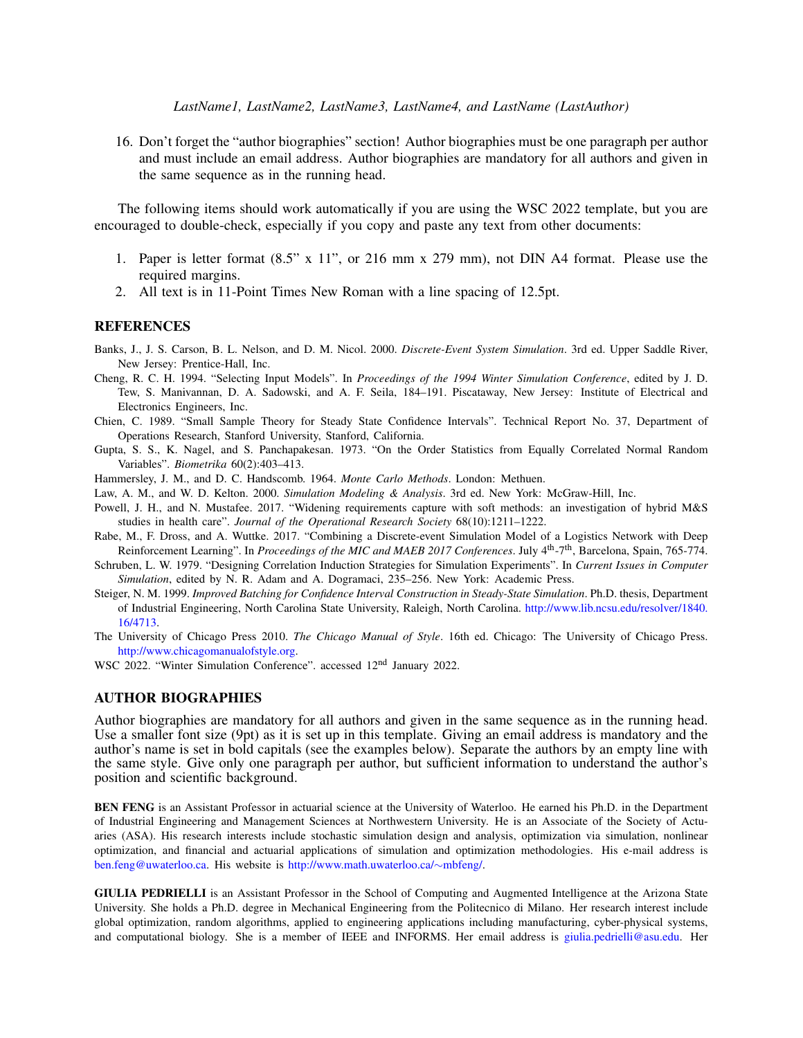16. Don't forget the "author biographies" section! Author biographies must be one paragraph per author and must include an email address. Author biographies are mandatory for all authors and given in the same sequence as in the running head.

The following items should work automatically if you are using the WSC 2022 template, but you are encouraged to double-check, especially if you copy and paste any text from other documents:

1. Paper is letter format (8.5" x 11", or 216 mm x 279 mm), not DIN A4 format. Please use the required margins.
2. All text is in 11-Point Times New Roman with a line spacing of 12.5pt.

## REFERENCES

Banks, J., J. S. Carson, B. L. Nelson, and D. M. Nicol. 2000. *Discrete-Event System Simulation*. 3rd ed. Upper Saddle River, New Jersey: Prentice-Hall, Inc.

Cheng, R. C. H. 1994. "Selecting Input Models". In *Proceedings of the 1994 Winter Simulation Conference*, edited by J. D. Tew, S. Manivannan, D. A. Sadowski, and A. F. Seila, 184–191. Piscataway, New Jersey: Institute of Electrical and Electronics Engineers, Inc.

Chien, C. 1989. "Small Sample Theory for Steady State Confidence Intervals". Technical Report No. 37, Department of Operations Research, Stanford University, Stanford, California.

Gupta, S. S., K. Nagel, and S. Panchapakesan. 1973. "On the Order Statistics from Equally Correlated Normal Random Variables". *Biometrika* 60(2):403–413.

Hammersley, J. M., and D. C. Handscomb. 1964. *Monte Carlo Methods*. London: Methuen.

Law, A. M., and W. D. Kelton. 2000. *Simulation Modeling & Analysis*. 3rd ed. New York: McGraw-Hill, Inc.

Powell, J. H., and N. Mustafee. 2017. "Widening requirements capture with soft methods: an investigation of hybrid M&S studies in health care". *Journal of the Operational Research Society* 68(10):1211–1222.

Rabe, M., F. Dross, and A. Wuttke. 2017. "Combining a Discrete-event Simulation Model of a Logistics Network with Deep Reinforcement Learning". In *Proceedings of the MIC and MAEB 2017 Conferences*. July 4th-7th, Barcelona, Spain, 765-774.

Schruben, L. W. 1979. "Designing Correlation Induction Strategies for Simulation Experiments". In *Current Issues in Computer Simulation*, edited by N. R. Adam and A. Dogramaci, 235–256. New York: Academic Press.

Steiger, N. M. 1999. *Improved Batching for Confidence Interval Construction in Steady-State Simulation*. Ph.D. thesis, Department of Industrial Engineering, North Carolina State University, Raleigh, North Carolina. http://www.lib.ncsu.edu/resolver/1840.16/4713.

The University of Chicago Press 2010. *The Chicago Manual of Style*. 16th ed. Chicago: The University of Chicago Press. http://www.chicagomanualofstyle.org.

WSC 2022. "Winter Simulation Conference". accessed 12nd January 2022.

## AUTHOR BIOGRAPHIES

Author biographies are mandatory for all authors and given in the same sequence as in the running head. Use a smaller font size (9pt) as it is set up in this template. Giving an email address is mandatory and the author's name is set in bold capitals (see the examples below). Separate the authors by an empty line with the same style. Give only one paragraph per author, but sufficient information to understand the author's position and scientific background.

**BEN FENG** is an Assistant Professor in actuarial science at the University of Waterloo. He earned his Ph.D. in the Department of Industrial Engineering and Management Sciences at Northwestern University. He is an Associate of the Society of Actuaries (ASA). His research interests include stochastic simulation design and analysis, optimization via simulation, nonlinear optimization, and financial and actuarial applications of simulation and optimization methodologies. His e-mail address is ben.feng@uwaterloo.ca. His website is http://www.math.uwaterloo.ca/∼mbfeng/.

**GIULIA PEDRIELLI** is an Assistant Professor in the School of Computing and Augmented Intelligence at the Arizona State University. She holds a Ph.D. degree in Mechanical Engineering from the Politecnico di Milano. Her research interest include global optimization, random algorithms, applied to engineering applications including manufacturing, cyber-physical systems, and computational biology. She is a member of IEEE and INFORMS. Her email address is giulia.pedrielli@asu.edu. Her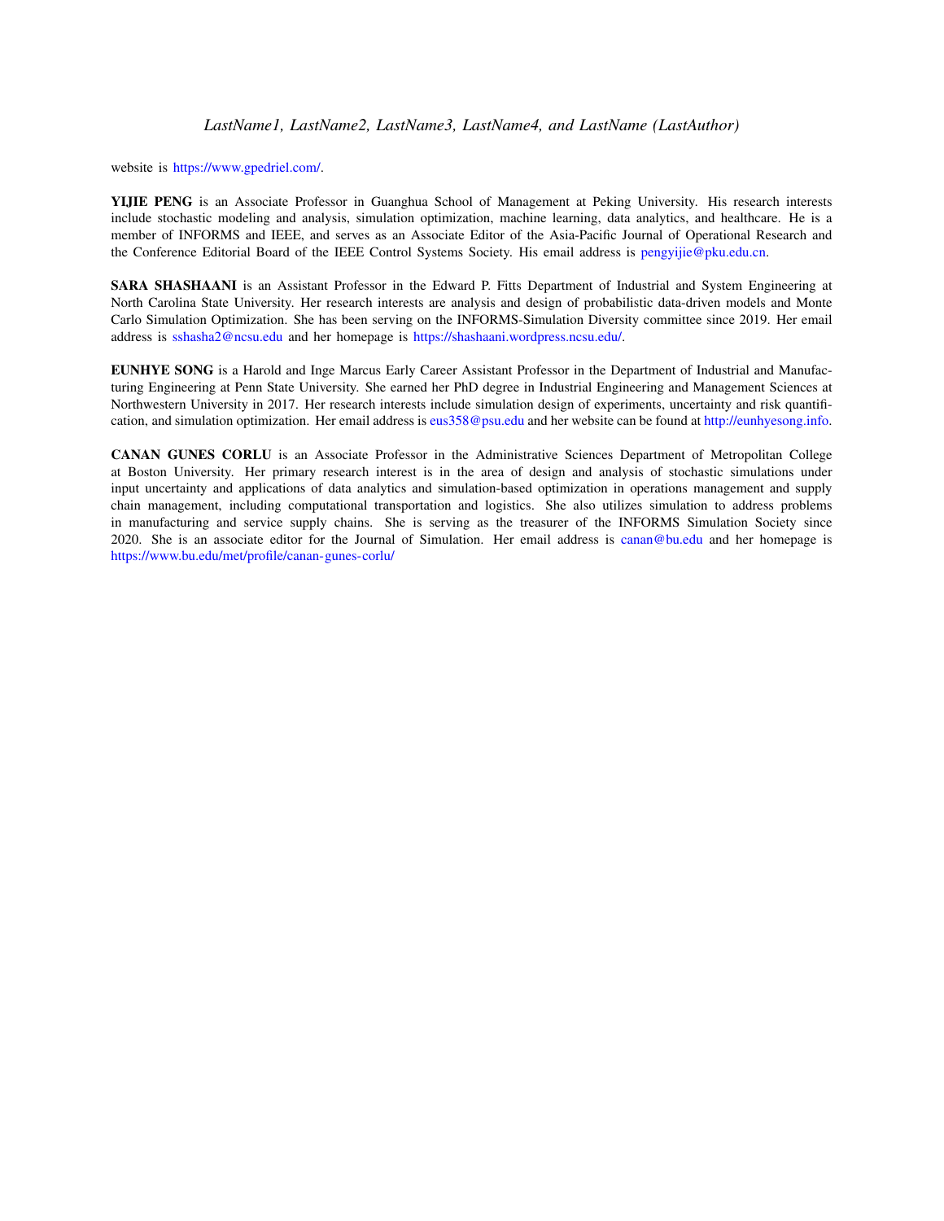website is https://www.gpedriel.com/.

**YIJIE PENG** is an Associate Professor in Guanghua School of Management at Peking University. His research interests include stochastic modeling and analysis, simulation optimization, machine learning, data analytics, and healthcare. He is a member of INFORMS and IEEE, and serves as an Associate Editor of the Asia-Pacific Journal of Operational Research and the Conference Editorial Board of the IEEE Control Systems Society. His email address is pengyijie@pku.edu.cn.

**SARA SHASHAANI** is an Assistant Professor in the Edward P. Fitts Department of Industrial and System Engineering at North Carolina State University. Her research interests are analysis and design of probabilistic data-driven models and Monte Carlo Simulation Optimization. She has been serving on the INFORMS-Simulation Diversity committee since 2019. Her email address is sshasha2@ncsu.edu and her homepage is https://shashaani.wordpress.ncsu.edu/.

**EUNHYE SONG** is a Harold and Inge Marcus Early Career Assistant Professor in the Department of Industrial and Manufacturing Engineering at Penn State University. She earned her PhD degree in Industrial Engineering and Management Sciences at Northwestern University in 2017. Her research interests include simulation design of experiments, uncertainty and risk quantification, and simulation optimization. Her email address is eus358@psu.edu and her website can be found at http://eunhyesong.info.

**CANAN GUNES CORLU** is an Associate Professor in the Administrative Sciences Department of Metropolitan College at Boston University. Her primary research interest is in the area of design and analysis of stochastic simulations under input uncertainty and applications of data analytics and simulation-based optimization in operations management and supply chain management, including computational transportation and logistics. She also utilizes simulation to address problems in manufacturing and service supply chains. She is serving as the treasurer of the INFORMS Simulation Society since 2020. She is an associate editor for the Journal of Simulation. Her email address is canan@bu.edu and her homepage is https://www.bu.edu/met/profile/canan-gunes-corlu/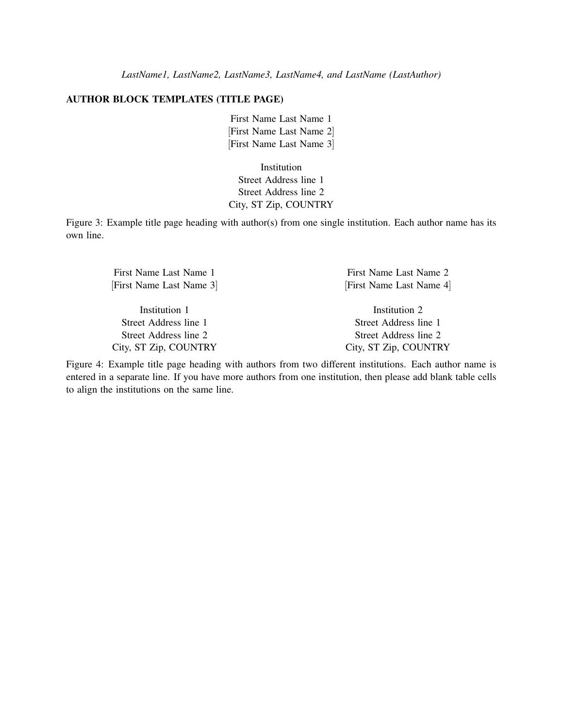## AUTHOR BLOCK TEMPLATES (TITLE PAGE)

First Name Last Name 1
[First Name Last Name 2]
[First Name Last Name 3]

Institution
Street Address line 1
Street Address line 2
City, ST Zip, COUNTRY

Figure 3: Example title page heading with author(s) from one single institution. Each author name has its own line.

| | |
|---|---|
| First Name Last Name 1 | First Name Last Name 2 |
| [First Name Last Name 3] | [First Name Last Name 4] |
| | |
| Institution 1 | Institution 2 |
| Street Address line 1 | Street Address line 1 |
| Street Address line 2 | Street Address line 2 |
| City, ST Zip, COUNTRY | City, ST Zip, COUNTRY |

Figure 4: Example title page heading with authors from two different institutions. Each author name is entered in a separate line. If you have more authors from one institution, then please add blank table cells to align the institutions on the same line.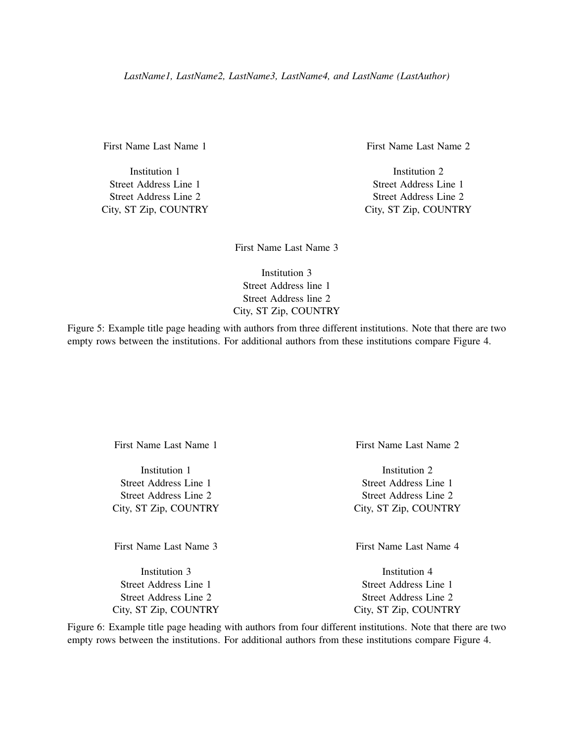First Name Last Name 1

Institution 1
Street Address Line 1
Street Address Line 2
City, ST Zip, COUNTRY

First Name Last Name 2

Institution 2
Street Address Line 1
Street Address Line 2
City, ST Zip, COUNTRY

First Name Last Name 3

Institution 3
Street Address line 1
Street Address line 2
City, ST Zip, COUNTRY

Figure 5: Example title page heading with authors from three different institutions. Note that there are two empty rows between the institutions. For additional authors from these institutions compare Figure 4.

First Name Last Name 1

Institution 1
Street Address Line 1
Street Address Line 2
City, ST Zip, COUNTRY

First Name Last Name 2

Institution 2
Street Address Line 1
Street Address Line 2
City, ST Zip, COUNTRY

First Name Last Name 3

Institution 3
Street Address Line 1
Street Address Line 2
City, ST Zip, COUNTRY

First Name Last Name 4

Institution 4
Street Address Line 1
Street Address Line 2
City, ST Zip, COUNTRY

Figure 6: Example title page heading with authors from four different institutions. Note that there are two empty rows between the institutions. For additional authors from these institutions compare Figure 4.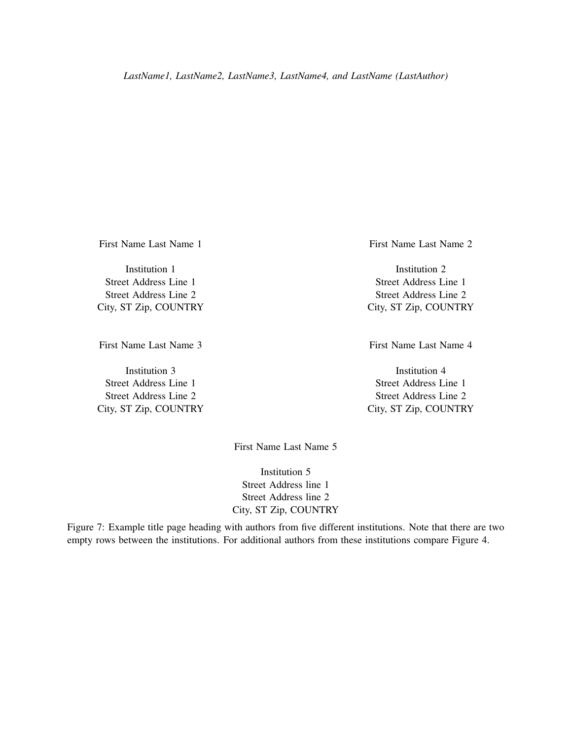First Name Last Name 1

Institution 1
Street Address Line 1
Street Address Line 2
City, ST Zip, COUNTRY

First Name Last Name 2

Institution 2
Street Address Line 1
Street Address Line 2
City, ST Zip, COUNTRY

First Name Last Name 3

Institution 3
Street Address Line 1
Street Address Line 2
City, ST Zip, COUNTRY

First Name Last Name 4

Institution 4
Street Address Line 1
Street Address Line 2
City, ST Zip, COUNTRY

First Name Last Name 5

Institution 5
Street Address line 1
Street Address line 2
City, ST Zip, COUNTRY

Figure 7: Example title page heading with authors from five different institutions. Note that there are two empty rows between the institutions. For additional authors from these institutions compare Figure 4.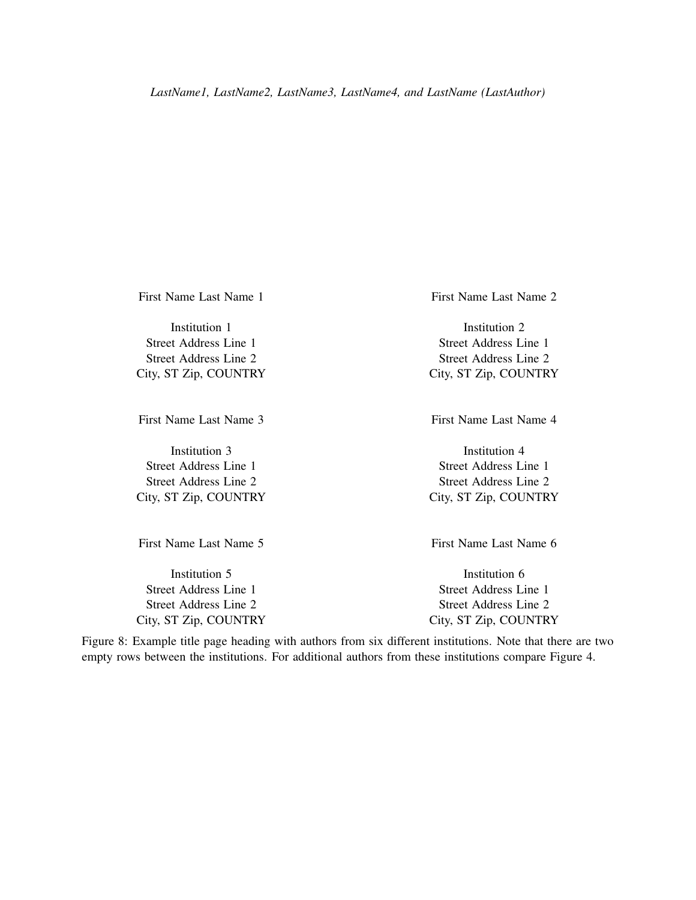First Name Last Name 1

Institution 1
Street Address Line 1
Street Address Line 2
City, ST Zip, COUNTRY

First Name Last Name 2

Institution 2
Street Address Line 1
Street Address Line 2
City, ST Zip, COUNTRY

First Name Last Name 3

Institution 3
Street Address Line 1
Street Address Line 2
City, ST Zip, COUNTRY

First Name Last Name 4

Institution 4
Street Address Line 1
Street Address Line 2
City, ST Zip, COUNTRY

First Name Last Name 5

Institution 5
Street Address Line 1
Street Address Line 2
City, ST Zip, COUNTRY

First Name Last Name 6

Institution 6
Street Address Line 1
Street Address Line 2
City, ST Zip, COUNTRY

Figure 8: Example title page heading with authors from six different institutions. Note that there are two empty rows between the institutions. For additional authors from these institutions compare Figure 4.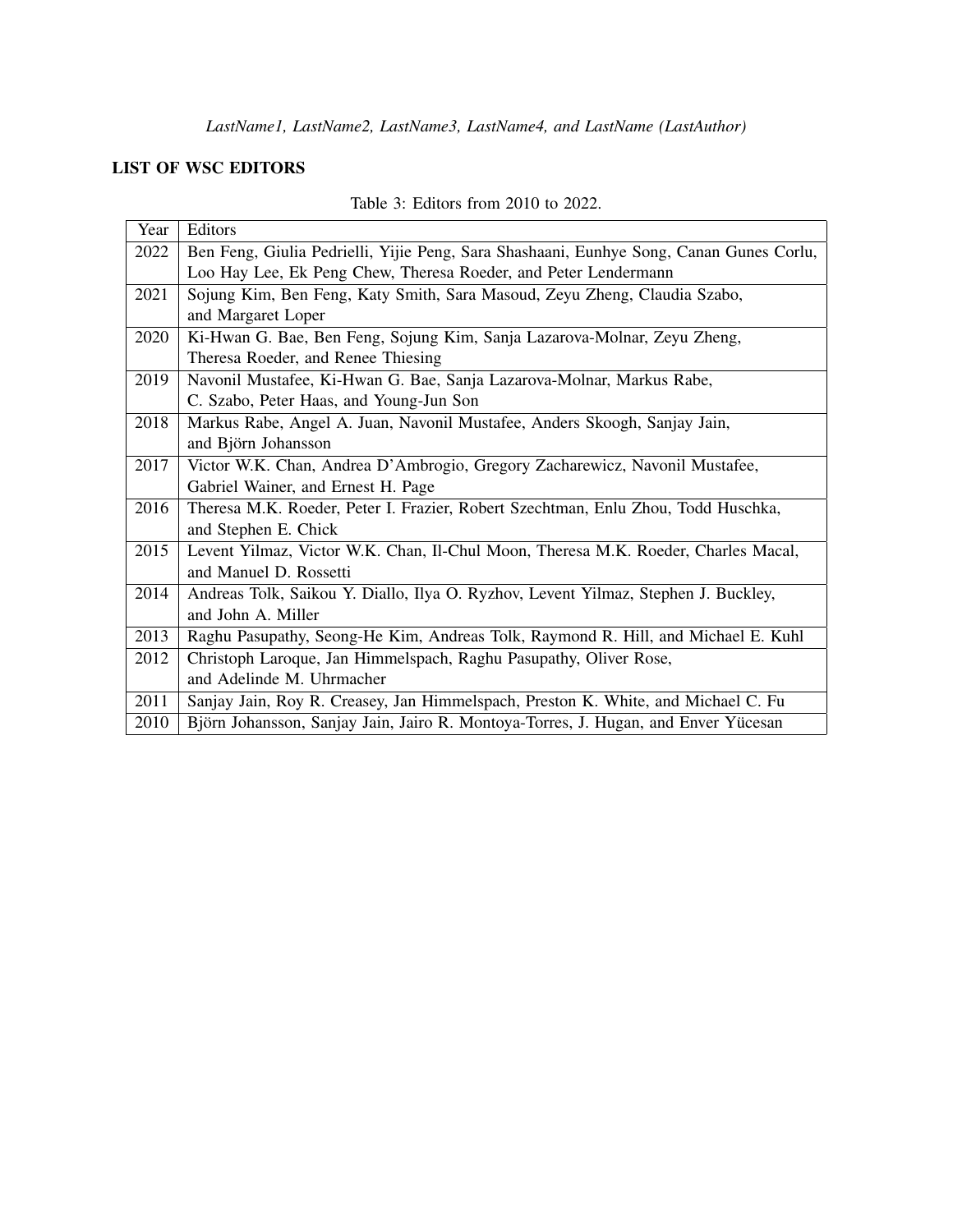## LIST OF WSC EDITORS

Table 3: Editors from 2010 to 2022.

| Year | Editors |
| --- | --- |
| 2022 | Ben Feng, Giulia Pedrielli, Yijie Peng, Sara Shashaani, Eunhye Song, Canan Gunes Corlu, Loo Hay Lee, Ek Peng Chew, Theresa Roeder, and Peter Lendermann |
| 2021 | Sojung Kim, Ben Feng, Katy Smith, Sara Masoud, Zeyu Zheng, Claudia Szabo, and Margaret Loper |
| 2020 | Ki-Hwan G. Bae, Ben Feng, Sojung Kim, Sanja Lazarova-Molnar, Zeyu Zheng, Theresa Roeder, and Renee Thiesing |
| 2019 | Navonil Mustafee, Ki-Hwan G. Bae, Sanja Lazarova-Molnar, Markus Rabe, C. Szabo, Peter Haas, and Young-Jun Son |
| 2018 | Markus Rabe, Angel A. Juan, Navonil Mustafee, Anders Skoogh, Sanjay Jain, and Björn Johansson |
| 2017 | Victor W.K. Chan, Andrea D'Ambrogio, Gregory Zacharewicz, Navonil Mustafee, Gabriel Wainer, and Ernest H. Page |
| 2016 | Theresa M.K. Roeder, Peter I. Frazier, Robert Szechtman, Enlu Zhou, Todd Huschka, and Stephen E. Chick |
| 2015 | Levent Yilmaz, Victor W.K. Chan, Il-Chul Moon, Theresa M.K. Roeder, Charles Macal, and Manuel D. Rossetti |
| 2014 | Andreas Tolk, Saikou Y. Diallo, Ilya O. Ryzhov, Levent Yilmaz, Stephen J. Buckley, and John A. Miller |
| 2013 | Raghu Pasupathy, Seong-He Kim, Andreas Tolk, Raymond R. Hill, and Michael E. Kuhl |
| 2012 | Christoph Laroque, Jan Himmelspach, Raghu Pasupathy, Oliver Rose, and Adelinde M. Uhrmacher |
| 2011 | Sanjay Jain, Roy R. Creasey, Jan Himmelspach, Preston K. White, and Michael C. Fu |
| 2010 | Björn Johansson, Sanjay Jain, Jairo R. Montoya-Torres, J. Hugan, and Enver Yücesan |